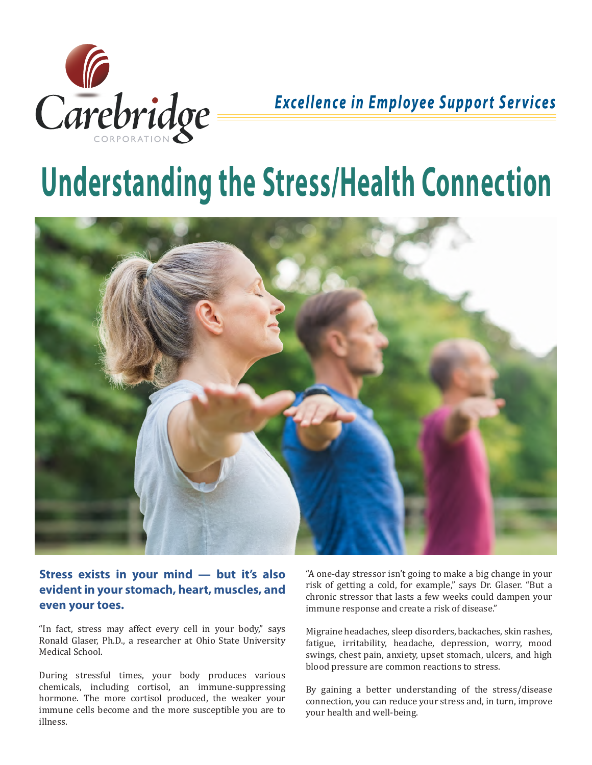Carebridge CORPORATION

*Excellence in Employee Support Services*

# Understanding the Stress/Health Connection

**Stress exists in your mind — but it's also evident in your stomach, heart, muscles, and even your toes.**

"In fact, stress may affect every cell in your body," says Ronald Glaser, Ph.D., a researcher at Ohio State University Medical School.

During stressful times, your body produces various chemicals, including cortisol, an immune-suppressing hormone. The more cortisol produced, the weaker your immune cells become and the more susceptible you are to illness.

"A one-day stressor isn't going to make a big change in your risk of getting a cold, for example," says Dr. Glaser. "But a chronic stressor that lasts a few weeks could dampen your immune response and create a risk of disease."

Migraine headaches, sleep disorders, backaches, skin rashes, fatigue, irritability, headache, depression, worry, mood swings, chest pain, anxiety, upset stomach, ulcers, and high blood pressure are common reactions to stress.

By gaining a better understanding of the stress/disease connection, you can reduce your stress and, in turn, improve your health and well-being.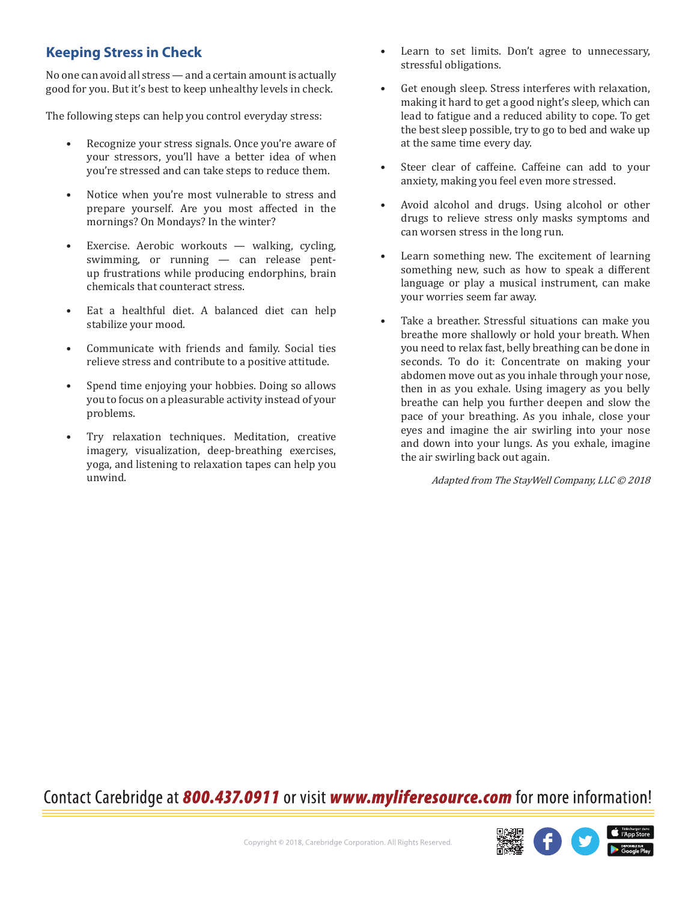## Keeping Stress in Check

No one can avoid all stress — and a certain amount is actually good for you. But it's best to keep unhealthy levels in check.

The following steps can help you control everyday stress:

- Recognize your stress signals. Once you're aware of your stressors, you'll have a better idea of when you're stressed and can take steps to reduce them.
- Notice when you're most vulnerable to stress and prepare yourself. Are you most affected in the mornings? On Mondays? In the winter?
- Exercise. Aerobic workouts — walking, cycling, swimming, or running — can release pent-up frustrations while producing endorphins, brain chemicals that counteract stress.
- Eat a healthful diet. A balanced diet can help stabilize your mood.
- Communicate with friends and family. Social ties relieve stress and contribute to a positive attitude.
- Spend time enjoying your hobbies. Doing so allows you to focus on a pleasurable activity instead of your problems.
- Try relaxation techniques. Meditation, creative imagery, visualization, deep-breathing exercises, yoga, and listening to relaxation tapes can help you unwind.
- Learn to set limits. Don't agree to unnecessary, stressful obligations.
- Get enough sleep. Stress interferes with relaxation, making it hard to get a good night's sleep, which can lead to fatigue and a reduced ability to cope. To get the best sleep possible, try to go to bed and wake up at the same time every day.
- Steer clear of caffeine. Caffeine can add to your anxiety, making you feel even more stressed.
- Avoid alcohol and drugs. Using alcohol or other drugs to relieve stress only masks symptoms and can worsen stress in the long run.
- Learn something new. The excitement of learning something new, such as how to speak a different language or play a musical instrument, can make your worries seem far away.
- Take a breather. Stressful situations can make you breathe more shallowly or hold your breath. When you need to relax fast, belly breathing can be done in seconds. To do it: Concentrate on making your abdomen move out as you inhale through your nose, then in as you exhale. Using imagery as you belly breathe can help you further deepen and slow the pace of your breathing. As you inhale, close your eyes and imagine the air swirling into your nose and down into your lungs. As you exhale, imagine the air swirling back out again.

*Adapted from The StayWell Company, LLC © 2018*

Contact Carebridge at **800.437.0911** or visit **www.myliferesource.com** for more information!

Copyright © 2018, Carebridge Corporation. All Rights Reserved.